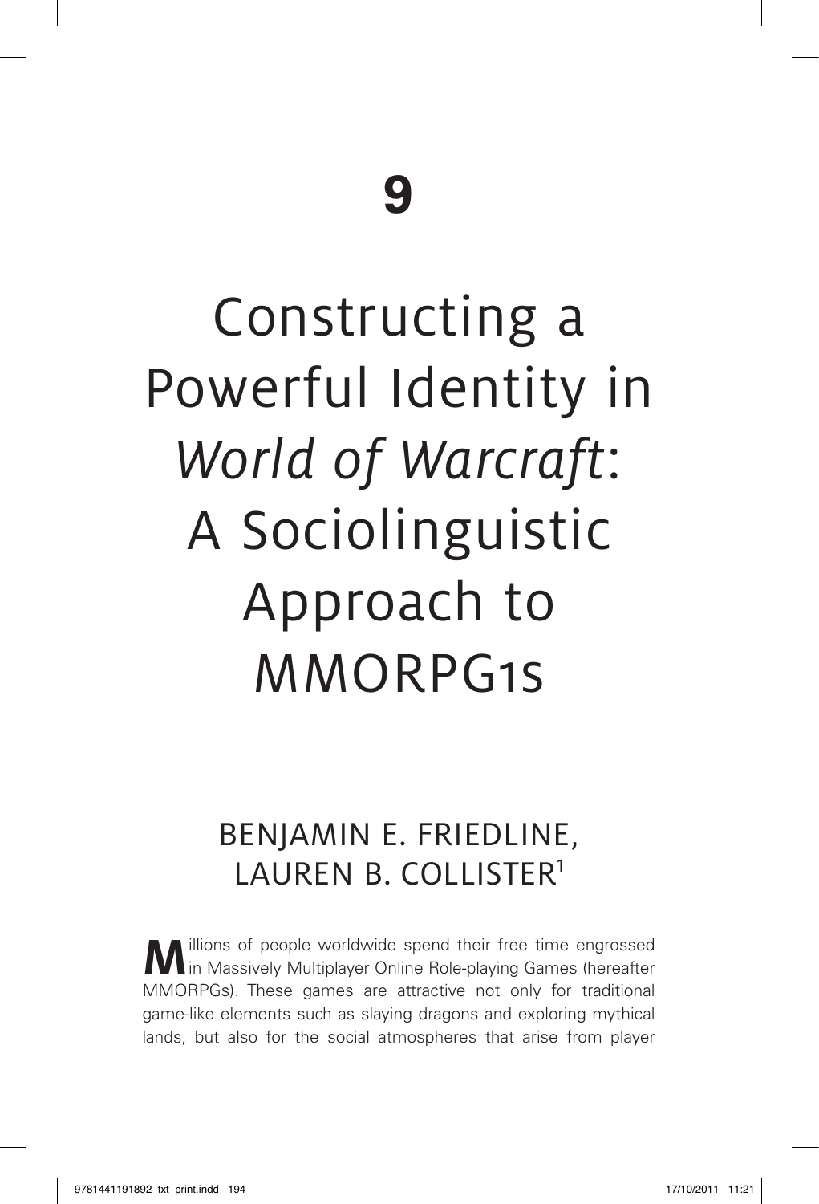# 9

# Constructing a Powerful Identity in *World of Warcraft*: A Sociolinguistic Approach to MMORPG1s

BENJAMIN E. FRIEDLINE, LAUREN B. COLLISTER[1]

Millions of people worldwide spend their free time engrossed in Massively Multiplayer Online Role-playing Games (hereafter MMORPGs). These games are attractive not only for traditional game-like elements such as slaying dragons and exploring mythical lands, but also for the social atmospheres that arise from player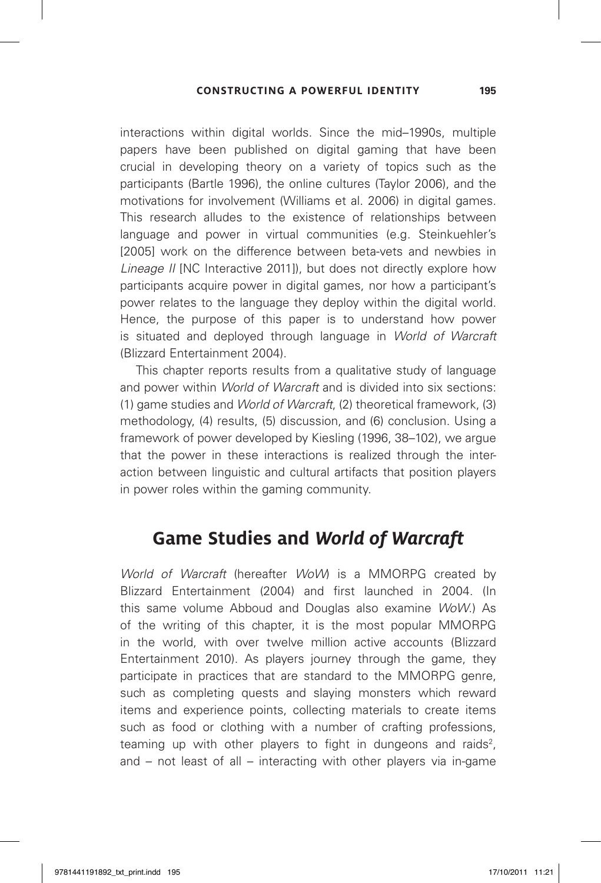interactions within digital worlds. Since the mid–1990s, multiple papers have been published on digital gaming that have been crucial in developing theory on a variety of topics such as the participants (Bartle 1996), the online cultures (Taylor 2006), and the motivations for involvement (Williams et al. 2006) in digital games. This research alludes to the existence of relationships between language and power in virtual communities (e.g. Steinkuehler's [2005] work on the difference between beta-vets and newbies in *Lineage II* [NC Interactive 2011]), but does not directly explore how participants acquire power in digital games, nor how a participant's power relates to the language they deploy within the digital world. Hence, the purpose of this paper is to understand how power is situated and deployed through language in *World of Warcraft* (Blizzard Entertainment 2004).

This chapter reports results from a qualitative study of language and power within *World of Warcraft* and is divided into six sections: (1) game studies and *World of Warcraft*, (2) theoretical framework, (3) methodology, (4) results, (5) discussion, and (6) conclusion. Using a framework of power developed by Kiesling (1996, 38–102), we argue that the power in these interactions is realized through the interaction between linguistic and cultural artifacts that position players in power roles within the gaming community.

## Game Studies and *World of Warcraft*

*World of Warcraft* (hereafter *WoW*) is a MMORPG created by Blizzard Entertainment (2004) and first launched in 2004. (In this same volume Abboud and Douglas also examine *WoW*.) As of the writing of this chapter, it is the most popular MMORPG in the world, with over twelve million active accounts (Blizzard Entertainment 2010). As players journey through the game, they participate in practices that are standard to the MMORPG genre, such as completing quests and slaying monsters which reward items and experience points, collecting materials to create items such as food or clothing with a number of crafting professions, teaming up with other players to fight in dungeons and raids[2], and – not least of all – interacting with other players via in-game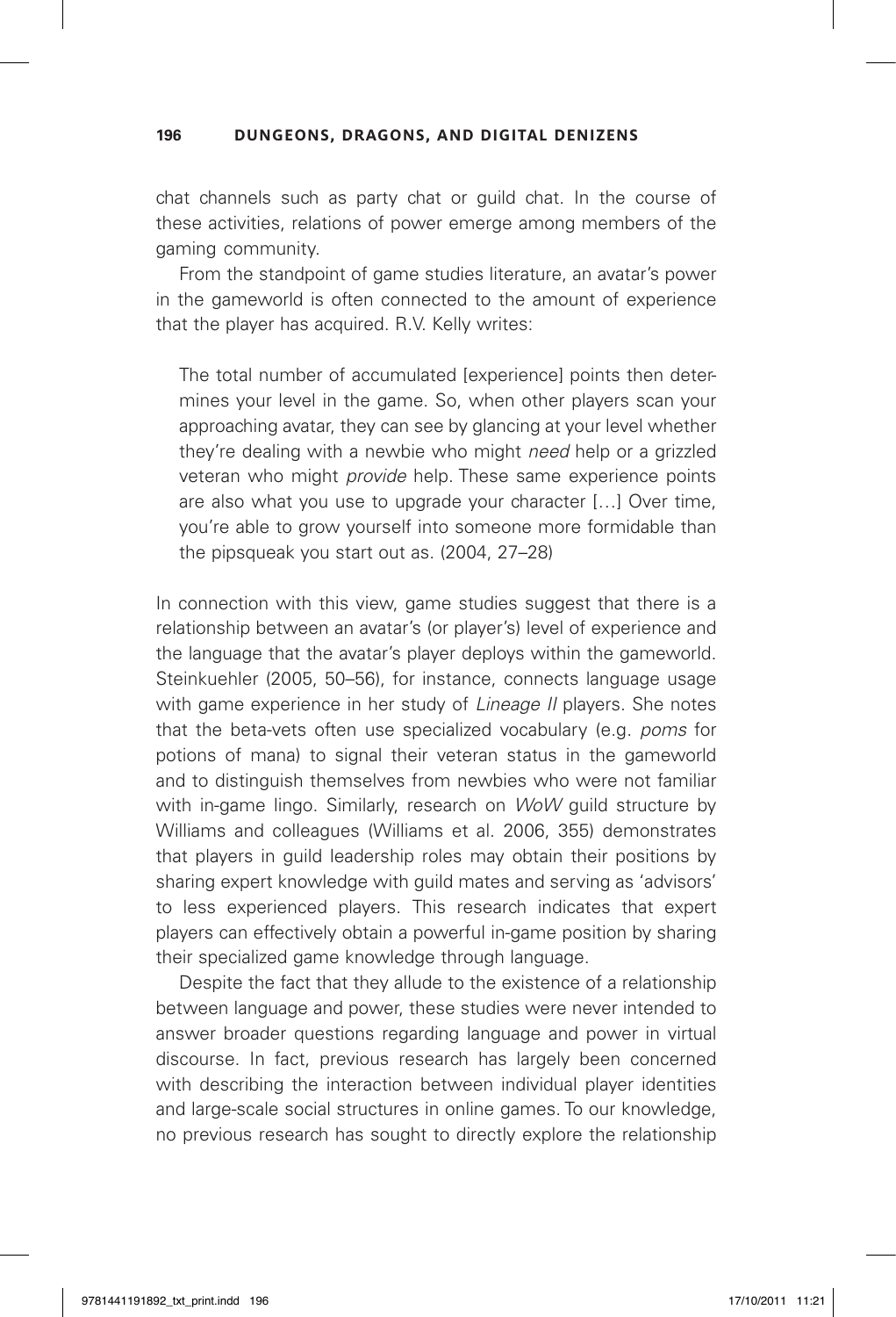chat channels such as party chat or guild chat. In the course of these activities, relations of power emerge among members of the gaming community.

From the standpoint of game studies literature, an avatar's power in the gameworld is often connected to the amount of experience that the player has acquired. R.V. Kelly writes:

> The total number of accumulated [experience] points then determines your level in the game. So, when other players scan your approaching avatar, they can see by glancing at your level whether they're dealing with a newbie who might *need* help or a grizzled veteran who might *provide* help. These same experience points are also what you use to upgrade your character […] Over time, you're able to grow yourself into someone more formidable than the pipsqueak you start out as. (2004, 27–28)

In connection with this view, game studies suggest that there is a relationship between an avatar's (or player's) level of experience and the language that the avatar's player deploys within the gameworld. Steinkuehler (2005, 50–56), for instance, connects language usage with game experience in her study of *Lineage II* players. She notes that the beta-vets often use specialized vocabulary (e.g. *poms* for potions of mana) to signal their veteran status in the gameworld and to distinguish themselves from newbies who were not familiar with in-game lingo. Similarly, research on *WoW* guild structure by Williams and colleagues (Williams et al. 2006, 355) demonstrates that players in guild leadership roles may obtain their positions by sharing expert knowledge with guild mates and serving as 'advisors' to less experienced players. This research indicates that expert players can effectively obtain a powerful in-game position by sharing their specialized game knowledge through language.

Despite the fact that they allude to the existence of a relationship between language and power, these studies were never intended to answer broader questions regarding language and power in virtual discourse. In fact, previous research has largely been concerned with describing the interaction between individual player identities and large-scale social structures in online games. To our knowledge, no previous research has sought to directly explore the relationship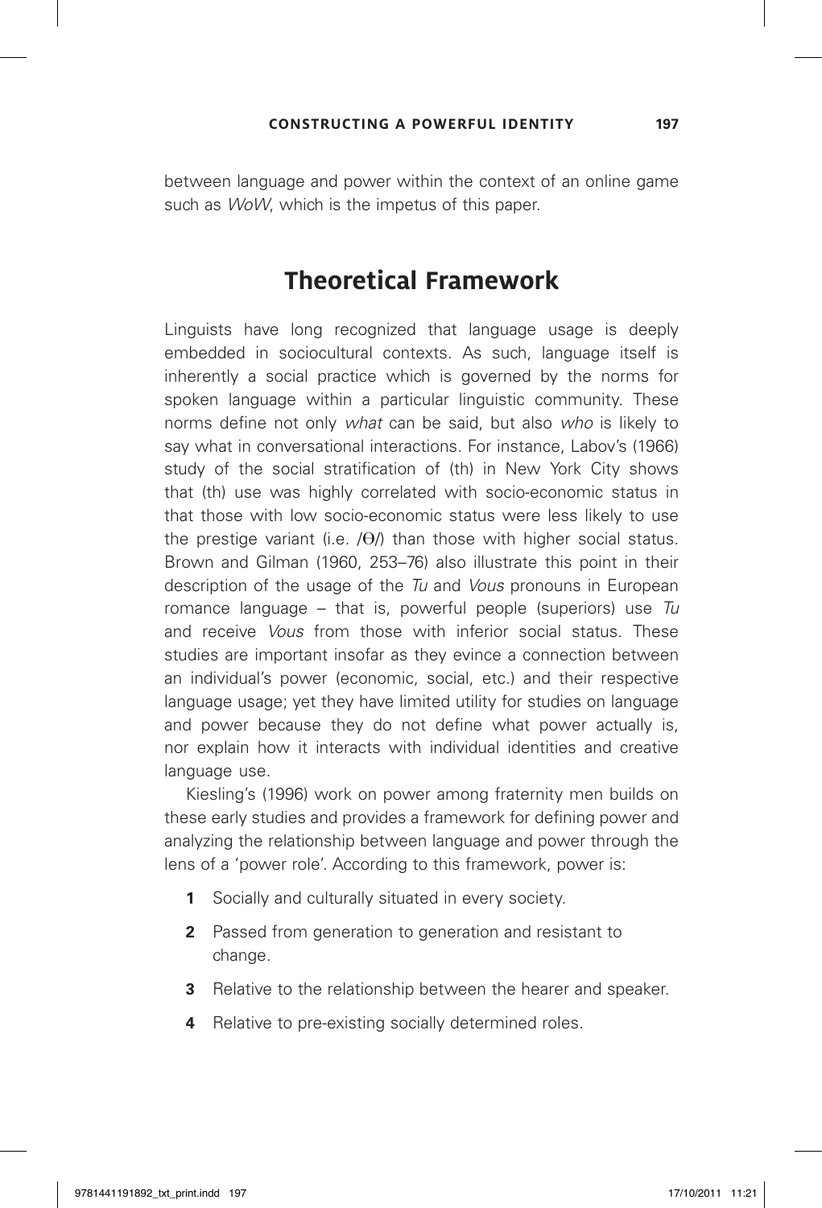between language and power within the context of an online game such as *WoW*, which is the impetus of this paper.

## Theoretical Framework

Linguists have long recognized that language usage is deeply embedded in sociocultural contexts. As such, language itself is inherently a social practice which is governed by the norms for spoken language within a particular linguistic community. These norms define not only *what* can be said, but also *who* is likely to say what in conversational interactions. For instance, Labov's (1966) study of the social stratification of (th) in New York City shows that (th) use was highly correlated with socio-economic status in that those with low socio-economic status were less likely to use the prestige variant (i.e. /Θ/) than those with higher social status. Brown and Gilman (1960, 253–76) also illustrate this point in their description of the usage of the *Tu* and *Vous* pronouns in European romance language – that is, powerful people (superiors) use *Tu* and receive *Vous* from those with inferior social status. These studies are important insofar as they evince a connection between an individual's power (economic, social, etc.) and their respective language usage; yet they have limited utility for studies on language and power because they do not define what power actually is, nor explain how it interacts with individual identities and creative language use.

Kiesling's (1996) work on power among fraternity men builds on these early studies and provides a framework for defining power and analyzing the relationship between language and power through the lens of a 'power role'. According to this framework, power is:

1. Socially and culturally situated in every society.
2. Passed from generation to generation and resistant to change.
3. Relative to the relationship between the hearer and speaker.
4. Relative to pre-existing socially determined roles.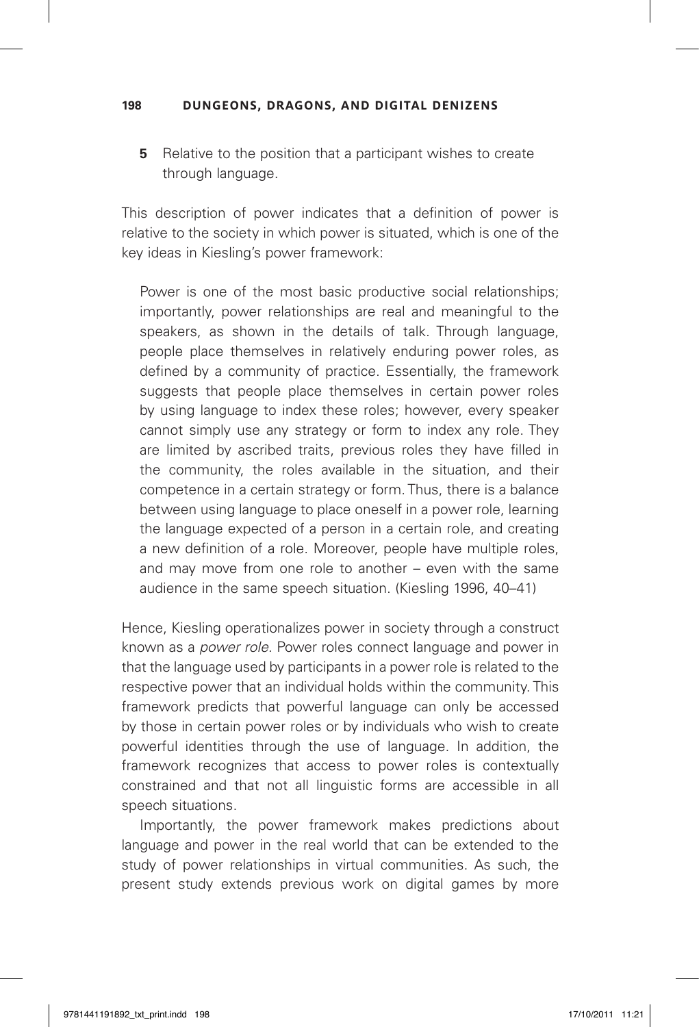**5** Relative to the position that a participant wishes to create through language.

This description of power indicates that a definition of power is relative to the society in which power is situated, which is one of the key ideas in Kiesling's power framework:

> Power is one of the most basic productive social relationships; importantly, power relationships are real and meaningful to the speakers, as shown in the details of talk. Through language, people place themselves in relatively enduring power roles, as defined by a community of practice. Essentially, the framework suggests that people place themselves in certain power roles by using language to index these roles; however, every speaker cannot simply use any strategy or form to index any role. They are limited by ascribed traits, previous roles they have filled in the community, the roles available in the situation, and their competence in a certain strategy or form. Thus, there is a balance between using language to place oneself in a power role, learning the language expected of a person in a certain role, and creating a new definition of a role. Moreover, people have multiple roles, and may move from one role to another – even with the same audience in the same speech situation. (Kiesling 1996, 40–41)

Hence, Kiesling operationalizes power in society through a construct known as a *power role*. Power roles connect language and power in that the language used by participants in a power role is related to the respective power that an individual holds within the community. This framework predicts that powerful language can only be accessed by those in certain power roles or by individuals who wish to create powerful identities through the use of language. In addition, the framework recognizes that access to power roles is contextually constrained and that not all linguistic forms are accessible in all speech situations.

Importantly, the power framework makes predictions about language and power in the real world that can be extended to the study of power relationships in virtual communities. As such, the present study extends previous work on digital games by more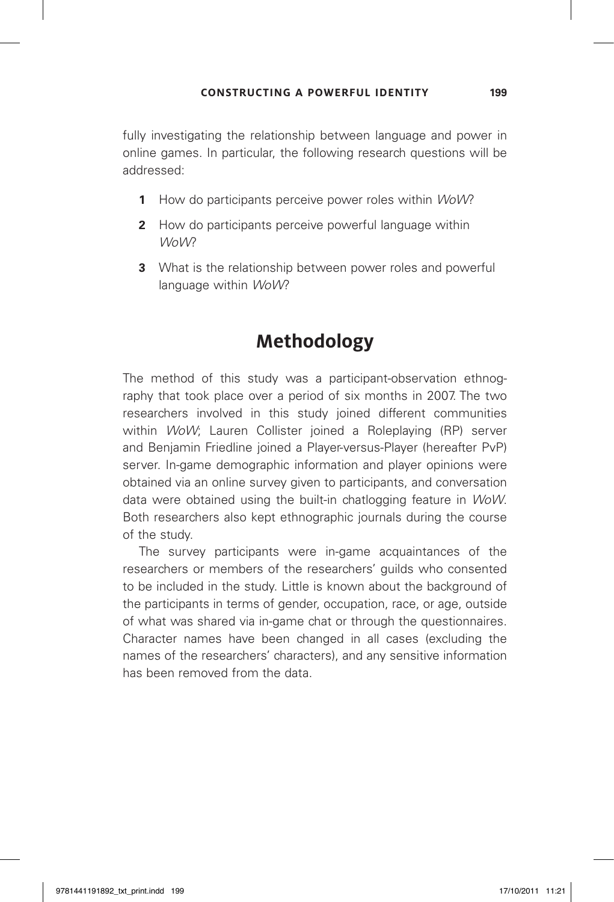fully investigating the relationship between language and power in online games. In particular, the following research questions will be addressed:

1. How do participants perceive power roles within *WoW*?
2. How do participants perceive powerful language within *WoW*?
3. What is the relationship between power roles and powerful language within *WoW*?

## Methodology

The method of this study was a participant-observation ethnography that took place over a period of six months in 2007. The two researchers involved in this study joined different communities within *WoW*; Lauren Collister joined a Roleplaying (RP) server and Benjamin Friedline joined a Player-versus-Player (hereafter PvP) server. In-game demographic information and player opinions were obtained via an online survey given to participants, and conversation data were obtained using the built-in chatlogging feature in *WoW*. Both researchers also kept ethnographic journals during the course of the study.

The survey participants were in-game acquaintances of the researchers or members of the researchers' guilds who consented to be included in the study. Little is known about the background of the participants in terms of gender, occupation, race, or age, outside of what was shared via in-game chat or through the questionnaires. Character names have been changed in all cases (excluding the names of the researchers' characters), and any sensitive information has been removed from the data.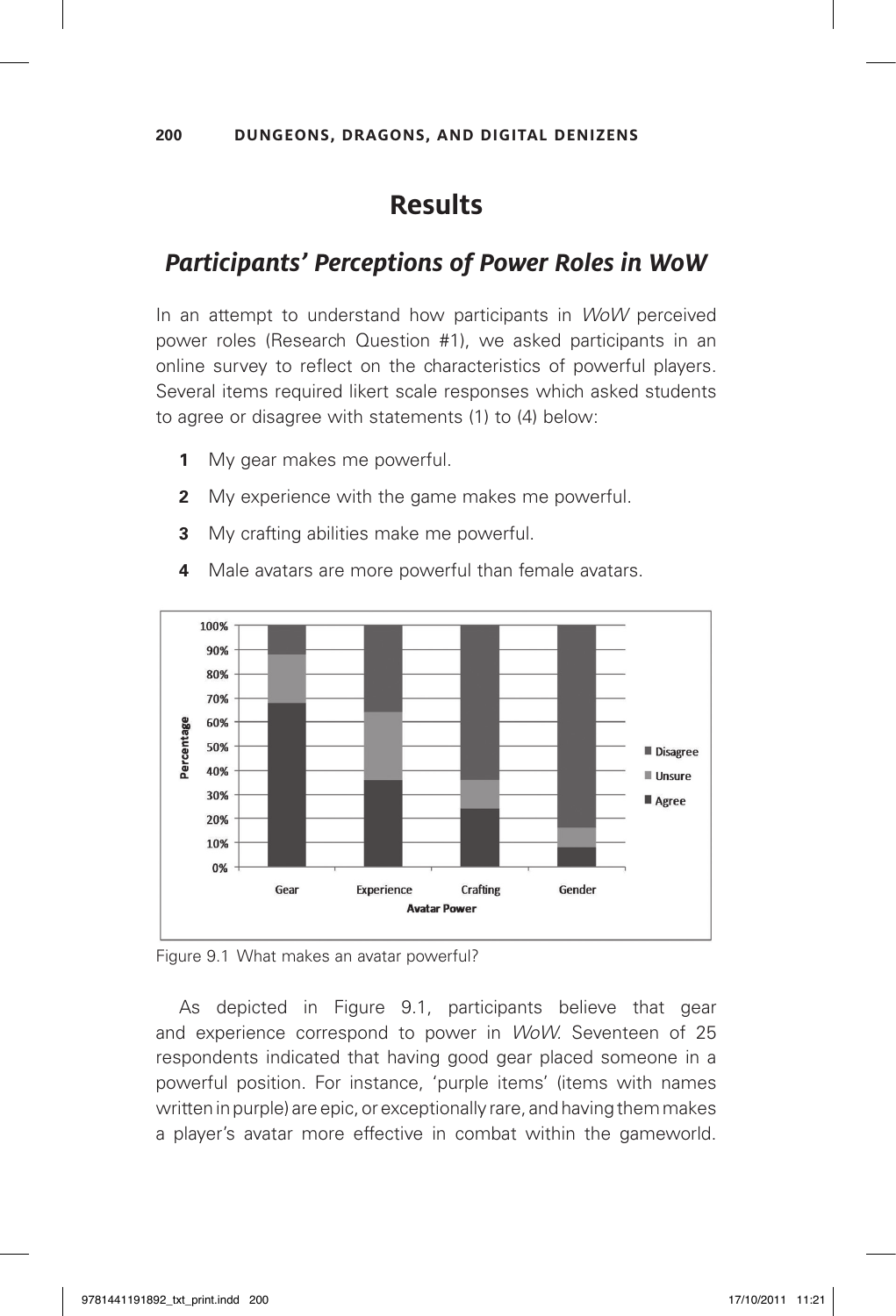# Results

## *Participants' Perceptions of Power Roles in WoW*

In an attempt to understand how participants in *WoW* perceived power roles (Research Question #1), we asked participants in an online survey to reflect on the characteristics of powerful players. Several items required likert scale responses which asked students to agree or disagree with statements (1) to (4) below:

1. My gear makes me powerful.
2. My experience with the game makes me powerful.
3. My crafting abilities make me powerful.
4. Male avatars are more powerful than female avatars.

Figure 9.1 What makes an avatar powerful?

As depicted in Figure 9.1, participants believe that gear and experience correspond to power in *WoW*. Seventeen of 25 respondents indicated that having good gear placed someone in a powerful position. For instance, 'purple items' (items with names written in purple) are epic, or exceptionally rare, and having them makes a player's avatar more effective in combat within the gameworld.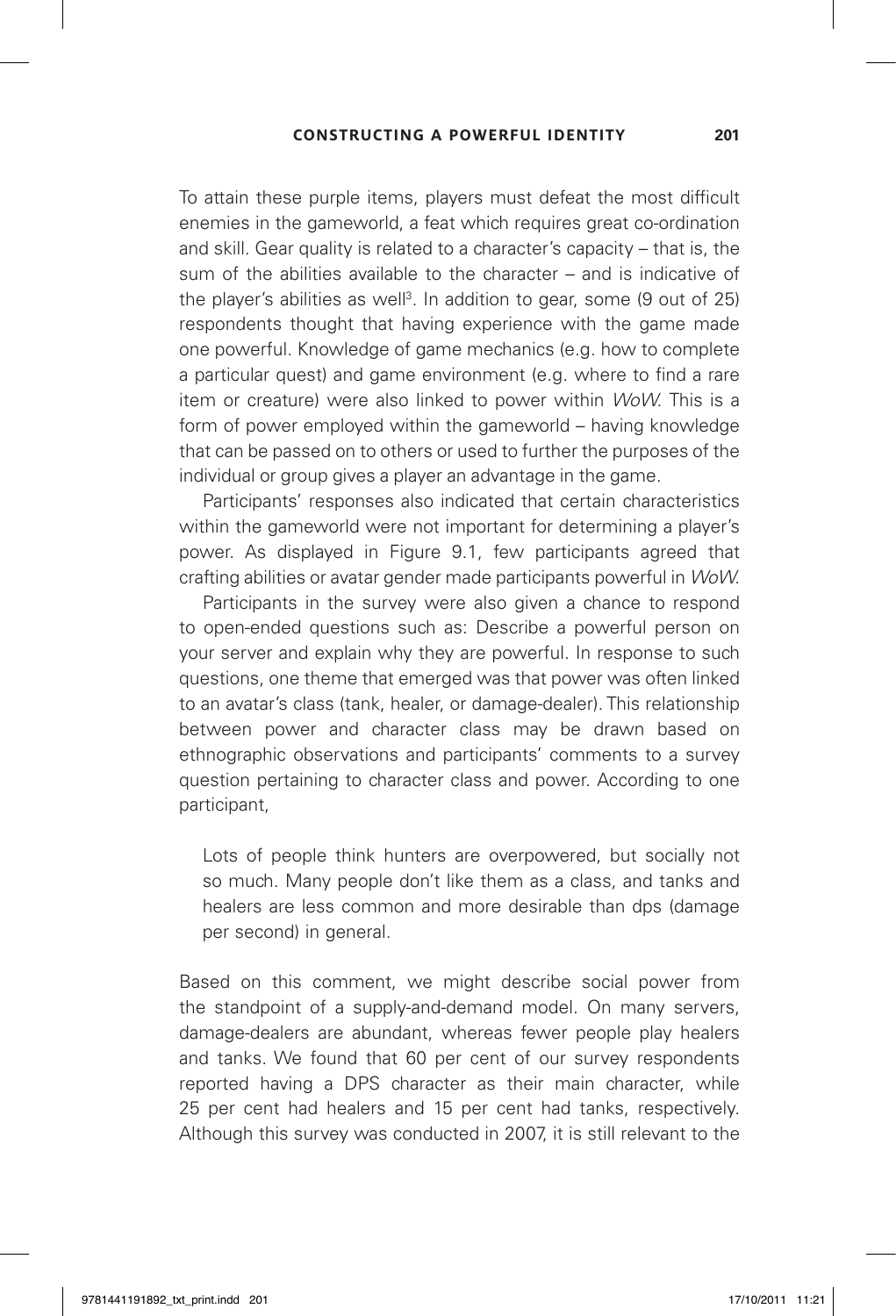To attain these purple items, players must defeat the most difficult enemies in the gameworld, a feat which requires great co-ordination and skill. Gear quality is related to a character's capacity – that is, the sum of the abilities available to the character – and is indicative of the player's abilities as well[3]. In addition to gear, some (9 out of 25) respondents thought that having experience with the game made one powerful. Knowledge of game mechanics (e.g. how to complete a particular quest) and game environment (e.g. where to find a rare item or creature) were also linked to power within *WoW*. This is a form of power employed within the gameworld – having knowledge that can be passed on to others or used to further the purposes of the individual or group gives a player an advantage in the game.

Participants' responses also indicated that certain characteristics within the gameworld were not important for determining a player's power. As displayed in Figure 9.1, few participants agreed that crafting abilities or avatar gender made participants powerful in *WoW*.

Participants in the survey were also given a chance to respond to open-ended questions such as: Describe a powerful person on your server and explain why they are powerful. In response to such questions, one theme that emerged was that power was often linked to an avatar's class (tank, healer, or damage-dealer). This relationship between power and character class may be drawn based on ethnographic observations and participants' comments to a survey question pertaining to character class and power. According to one participant,

> Lots of people think hunters are overpowered, but socially not so much. Many people don't like them as a class, and tanks and healers are less common and more desirable than dps (damage per second) in general.

Based on this comment, we might describe social power from the standpoint of a supply-and-demand model. On many servers, damage-dealers are abundant, whereas fewer people play healers and tanks. We found that 60 per cent of our survey respondents reported having a DPS character as their main character, while 25 per cent had healers and 15 per cent had tanks, respectively. Although this survey was conducted in 2007, it is still relevant to the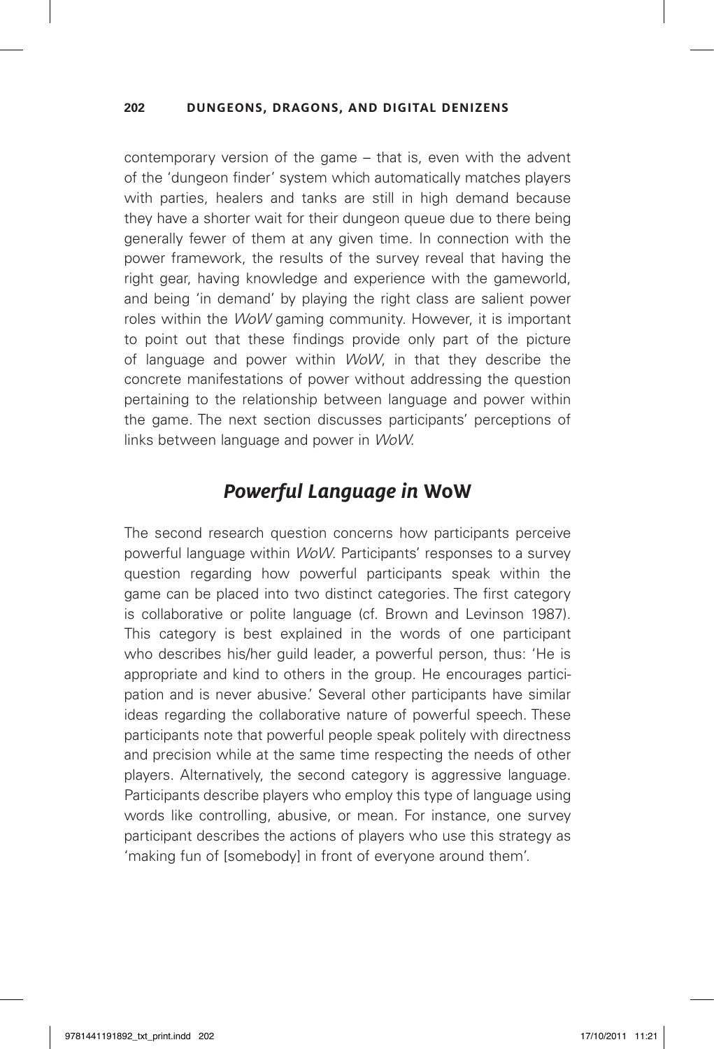contemporary version of the game – that is, even with the advent of the 'dungeon finder' system which automatically matches players with parties, healers and tanks are still in high demand because they have a shorter wait for their dungeon queue due to there being generally fewer of them at any given time. In connection with the power framework, the results of the survey reveal that having the right gear, having knowledge and experience with the gameworld, and being 'in demand' by playing the right class are salient power roles within the *WoW* gaming community. However, it is important to point out that these findings provide only part of the picture of language and power within *WoW*, in that they describe the concrete manifestations of power without addressing the question pertaining to the relationship between language and power within the game. The next section discusses participants' perceptions of links between language and power in *WoW*.

## *Powerful Language in* WoW

The second research question concerns how participants perceive powerful language within *WoW*. Participants' responses to a survey question regarding how powerful participants speak within the game can be placed into two distinct categories. The first category is collaborative or polite language (cf. Brown and Levinson 1987). This category is best explained in the words of one participant who describes his/her guild leader, a powerful person, thus: 'He is appropriate and kind to others in the group. He encourages participation and is never abusive.' Several other participants have similar ideas regarding the collaborative nature of powerful speech. These participants note that powerful people speak politely with directness and precision while at the same time respecting the needs of other players. Alternatively, the second category is aggressive language. Participants describe players who employ this type of language using words like controlling, abusive, or mean. For instance, one survey participant describes the actions of players who use this strategy as 'making fun of [somebody] in front of everyone around them'.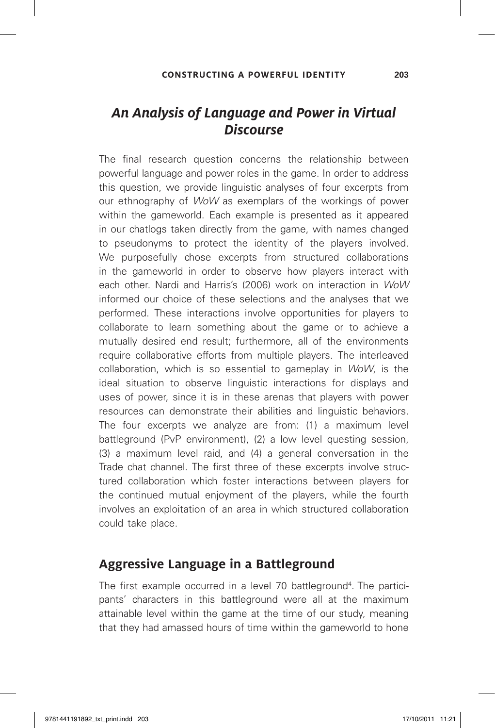## *An Analysis of Language and Power in Virtual Discourse*

The final research question concerns the relationship between powerful language and power roles in the game. In order to address this question, we provide linguistic analyses of four excerpts from our ethnography of *WoW* as exemplars of the workings of power within the gameworld. Each example is presented as it appeared in our chatlogs taken directly from the game, with names changed to pseudonyms to protect the identity of the players involved. We purposefully chose excerpts from structured collaborations in the gameworld in order to observe how players interact with each other. Nardi and Harris's (2006) work on interaction in *WoW* informed our choice of these selections and the analyses that we performed. These interactions involve opportunities for players to collaborate to learn something about the game or to achieve a mutually desired end result; furthermore, all of the environments require collaborative efforts from multiple players. The interleaved collaboration, which is so essential to gameplay in *WoW*, is the ideal situation to observe linguistic interactions for displays and uses of power, since it is in these arenas that players with power resources can demonstrate their abilities and linguistic behaviors. The four excerpts we analyze are from: (1) a maximum level battleground (PvP environment), (2) a low level questing session, (3) a maximum level raid, and (4) a general conversation in the Trade chat channel. The first three of these excerpts involve structured collaboration which foster interactions between players for the continued mutual enjoyment of the players, while the fourth involves an exploitation of an area in which structured collaboration could take place.

### Aggressive Language in a Battleground

The first example occurred in a level 70 battleground[4]. The participants' characters in this battleground were all at the maximum attainable level within the game at the time of our study, meaning that they had amassed hours of time within the gameworld to hone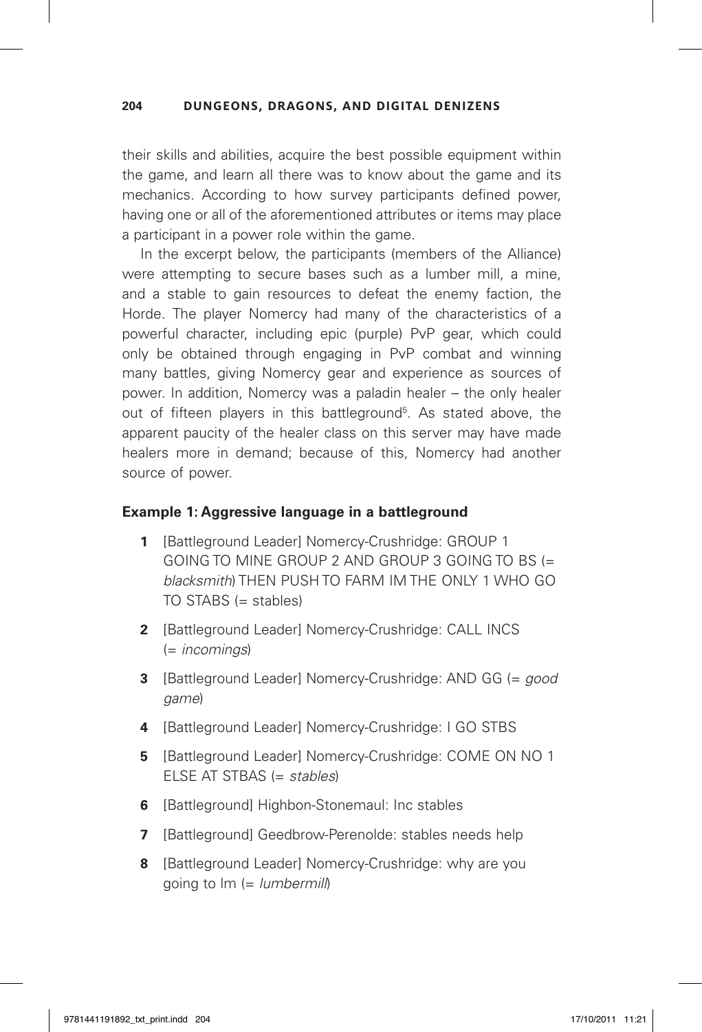their skills and abilities, acquire the best possible equipment within the game, and learn all there was to know about the game and its mechanics. According to how survey participants defined power, having one or all of the aforementioned attributes or items may place a participant in a power role within the game.

In the excerpt below, the participants (members of the Alliance) were attempting to secure bases such as a lumber mill, a mine, and a stable to gain resources to defeat the enemy faction, the Horde. The player Nomercy had many of the characteristics of a powerful character, including epic (purple) PvP gear, which could only be obtained through engaging in PvP combat and winning many battles, giving Nomercy gear and experience as sources of power. In addition, Nomercy was a paladin healer – the only healer out of fifteen players in this battleground[5]. As stated above, the apparent paucity of the healer class on this server may have made healers more in demand; because of this, Nomercy had another source of power.

**Example 1: Aggressive language in a battleground**

1. [Battleground Leader] Nomercy-Crushridge: GROUP 1 GOING TO MINE GROUP 2 AND GROUP 3 GOING TO BS (= *blacksmith*) THEN PUSH TO FARM IM THE ONLY 1 WHO GO TO STABS (= stables)
2. [Battleground Leader] Nomercy-Crushridge: CALL INCS (= *incomings*)
3. [Battleground Leader] Nomercy-Crushridge: AND GG (= *good game*)
4. [Battleground Leader] Nomercy-Crushridge: I GO STBS
5. [Battleground Leader] Nomercy-Crushridge: COME ON NO 1 ELSE AT STBAS (= *stables*)
6. [Battleground] Highbon-Stonemaul: Inc stables
7. [Battleground] Geedbrow-Perenolde: stables needs help
8. [Battleground Leader] Nomercy-Crushridge: why are you going to lm (= *lumbermill*)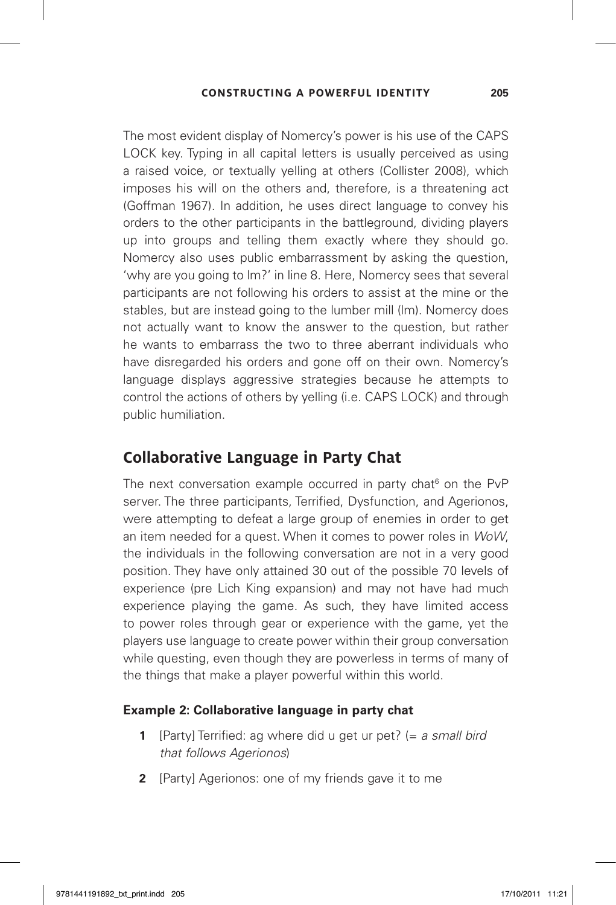The most evident display of Nomercy's power is his use of the CAPS LOCK key. Typing in all capital letters is usually perceived as using a raised voice, or textually yelling at others (Collister 2008), which imposes his will on the others and, therefore, is a threatening act (Goffman 1967). In addition, he uses direct language to convey his orders to the other participants in the battleground, dividing players up into groups and telling them exactly where they should go. Nomercy also uses public embarrassment by asking the question, 'why are you going to lm?' in line 8. Here, Nomercy sees that several participants are not following his orders to assist at the mine or the stables, but are instead going to the lumber mill (lm). Nomercy does not actually want to know the answer to the question, but rather he wants to embarrass the two to three aberrant individuals who have disregarded his orders and gone off on their own. Nomercy's language displays aggressive strategies because he attempts to control the actions of others by yelling (i.e. CAPS LOCK) and through public humiliation.

## Collaborative Language in Party Chat

The next conversation example occurred in party chat[6] on the PvP server. The three participants, Terrified, Dysfunction, and Agerionos, were attempting to defeat a large group of enemies in order to get an item needed for a quest. When it comes to power roles in *WoW*, the individuals in the following conversation are not in a very good position. They have only attained 30 out of the possible 70 levels of experience (pre Lich King expansion) and may not have had much experience playing the game. As such, they have limited access to power roles through gear or experience with the game, yet the players use language to create power within their group conversation while questing, even though they are powerless in terms of many of the things that make a player powerful within this world.

**Example 2: Collaborative language in party chat**

1. [Party] Terrified: ag where did u get ur pet? (= *a small bird that follows Agerionos*)
2. [Party] Agerionos: one of my friends gave it to me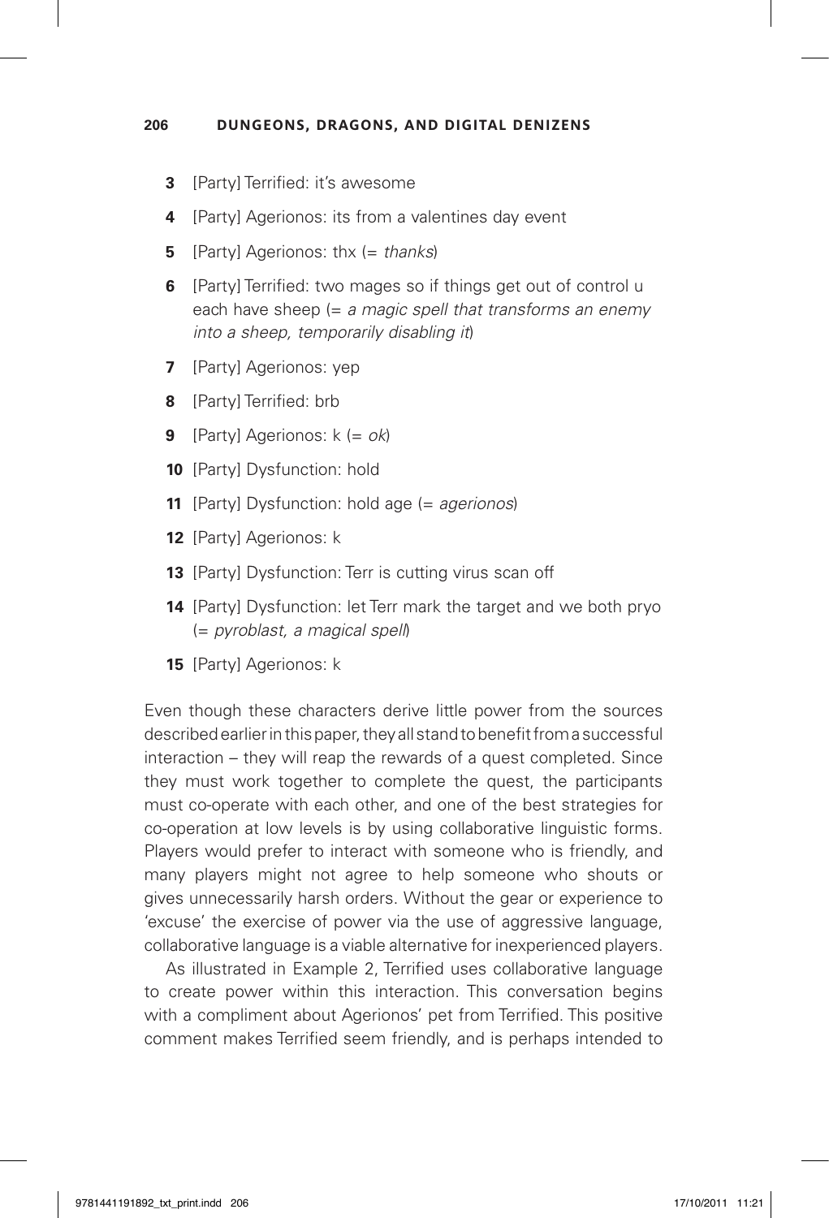**3** [Party] Terrified: it's awesome

**4** [Party] Agerionos: its from a valentines day event

**5** [Party] Agerionos: thx (= *thanks*)

**6** [Party] Terrified: two mages so if things get out of control u each have sheep (= *a magic spell that transforms an enemy into a sheep, temporarily disabling it*)

**7** [Party] Agerionos: yep

**8** [Party] Terrified: brb

**9** [Party] Agerionos: k (= *ok*)

**10** [Party] Dysfunction: hold

**11** [Party] Dysfunction: hold age (= *agerionos*)

**12** [Party] Agerionos: k

**13** [Party] Dysfunction: Terr is cutting virus scan off

**14** [Party] Dysfunction: let Terr mark the target and we both pryo (= *pyroblast, a magical spell*)

**15** [Party] Agerionos: k

Even though these characters derive little power from the sources described earlier in this paper, they all stand to benefit from a successful interaction – they will reap the rewards of a quest completed. Since they must work together to complete the quest, the participants must co-operate with each other, and one of the best strategies for co-operation at low levels is by using collaborative linguistic forms. Players would prefer to interact with someone who is friendly, and many players might not agree to help someone who shouts or gives unnecessarily harsh orders. Without the gear or experience to 'excuse' the exercise of power via the use of aggressive language, collaborative language is a viable alternative for inexperienced players.

As illustrated in Example 2, Terrified uses collaborative language to create power within this interaction. This conversation begins with a compliment about Agerionos' pet from Terrified. This positive comment makes Terrified seem friendly, and is perhaps intended to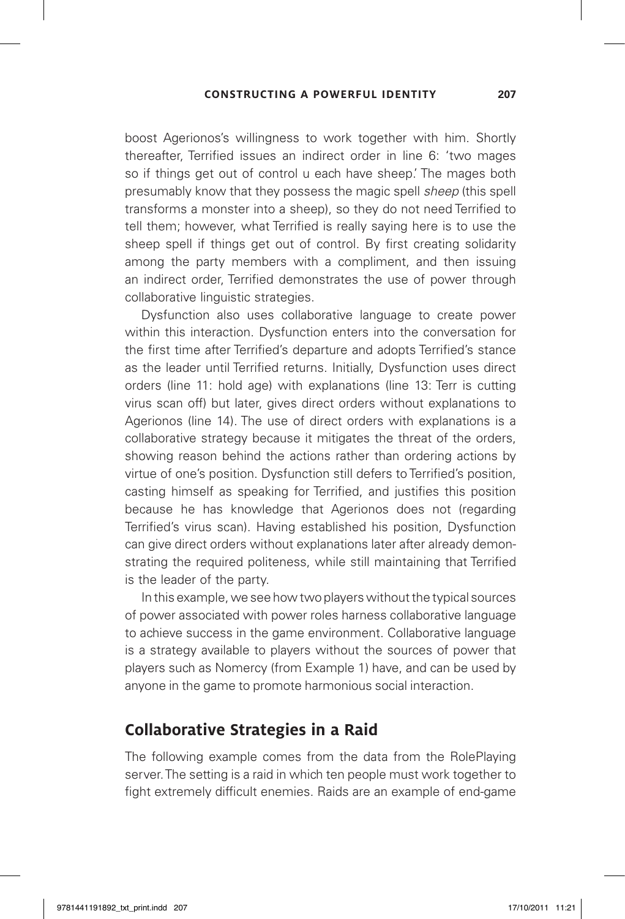boost Agerionos's willingness to work together with him. Shortly thereafter, Terrified issues an indirect order in line 6: 'two mages so if things get out of control u each have sheep.' The mages both presumably know that they possess the magic spell *sheep* (this spell transforms a monster into a sheep), so they do not need Terrified to tell them; however, what Terrified is really saying here is to use the sheep spell if things get out of control. By first creating solidarity among the party members with a compliment, and then issuing an indirect order, Terrified demonstrates the use of power through collaborative linguistic strategies.

Dysfunction also uses collaborative language to create power within this interaction. Dysfunction enters into the conversation for the first time after Terrified's departure and adopts Terrified's stance as the leader until Terrified returns. Initially, Dysfunction uses direct orders (line 11: hold age) with explanations (line 13: Terr is cutting virus scan off) but later, gives direct orders without explanations to Agerionos (line 14). The use of direct orders with explanations is a collaborative strategy because it mitigates the threat of the orders, showing reason behind the actions rather than ordering actions by virtue of one's position. Dysfunction still defers to Terrified's position, casting himself as speaking for Terrified, and justifies this position because he has knowledge that Agerionos does not (regarding Terrified's virus scan). Having established his position, Dysfunction can give direct orders without explanations later after already demonstrating the required politeness, while still maintaining that Terrified is the leader of the party.

In this example, we see how two players without the typical sources of power associated with power roles harness collaborative language to achieve success in the game environment. Collaborative language is a strategy available to players without the sources of power that players such as Nomercy (from Example 1) have, and can be used by anyone in the game to promote harmonious social interaction.

## Collaborative Strategies in a Raid

The following example comes from the data from the RolePlaying server. The setting is a raid in which ten people must work together to fight extremely difficult enemies. Raids are an example of end-game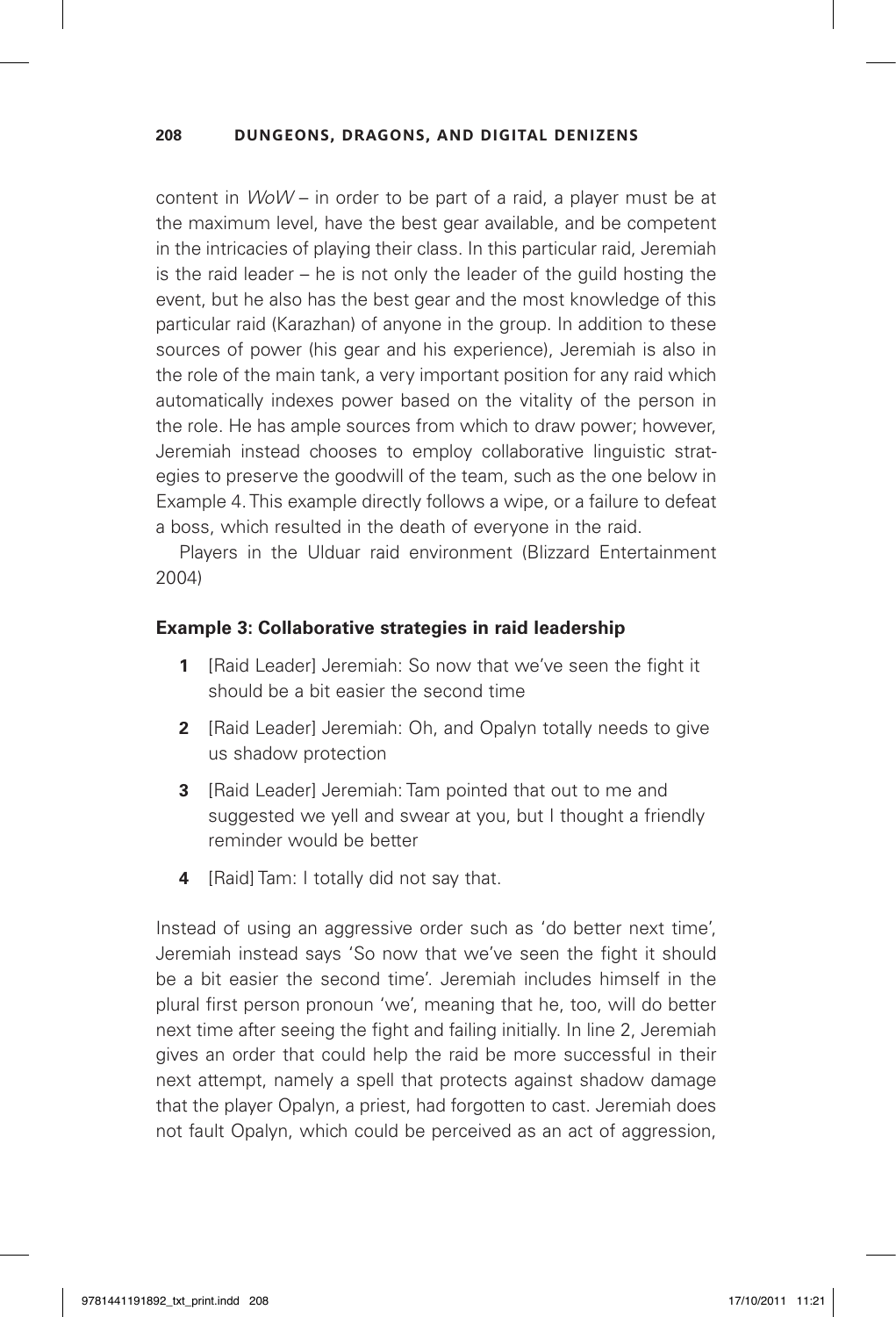content in *WoW* – in order to be part of a raid, a player must be at the maximum level, have the best gear available, and be competent in the intricacies of playing their class. In this particular raid, Jeremiah is the raid leader – he is not only the leader of the guild hosting the event, but he also has the best gear and the most knowledge of this particular raid (Karazhan) of anyone in the group. In addition to these sources of power (his gear and his experience), Jeremiah is also in the role of the main tank, a very important position for any raid which automatically indexes power based on the vitality of the person in the role. He has ample sources from which to draw power; however, Jeremiah instead chooses to employ collaborative linguistic strategies to preserve the goodwill of the team, such as the one below in Example 4. This example directly follows a wipe, or a failure to defeat a boss, which resulted in the death of everyone in the raid.

Players in the Ulduar raid environment (Blizzard Entertainment 2004)

**Example 3: Collaborative strategies in raid leadership**

1. [Raid Leader] Jeremiah: So now that we've seen the fight it should be a bit easier the second time
2. [Raid Leader] Jeremiah: Oh, and Opalyn totally needs to give us shadow protection
3. [Raid Leader] Jeremiah: Tam pointed that out to me and suggested we yell and swear at you, but I thought a friendly reminder would be better
4. [Raid] Tam: I totally did not say that.

Instead of using an aggressive order such as 'do better next time', Jeremiah instead says 'So now that we've seen the fight it should be a bit easier the second time'. Jeremiah includes himself in the plural first person pronoun 'we', meaning that he, too, will do better next time after seeing the fight and failing initially. In line 2, Jeremiah gives an order that could help the raid be more successful in their next attempt, namely a spell that protects against shadow damage that the player Opalyn, a priest, had forgotten to cast. Jeremiah does not fault Opalyn, which could be perceived as an act of aggression,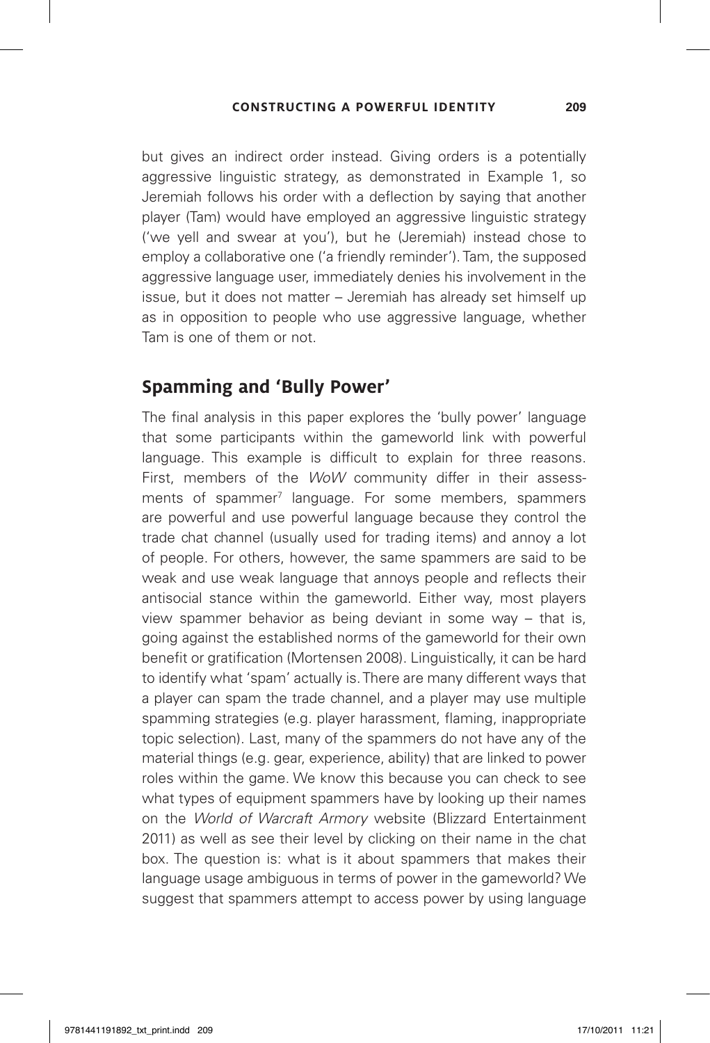but gives an indirect order instead. Giving orders is a potentially aggressive linguistic strategy, as demonstrated in Example 1, so Jeremiah follows his order with a deflection by saying that another player (Tam) would have employed an aggressive linguistic strategy ('we yell and swear at you'), but he (Jeremiah) instead chose to employ a collaborative one ('a friendly reminder'). Tam, the supposed aggressive language user, immediately denies his involvement in the issue, but it does not matter – Jeremiah has already set himself up as in opposition to people who use aggressive language, whether Tam is one of them or not.

## Spamming and 'Bully Power'

The final analysis in this paper explores the 'bully power' language that some participants within the gameworld link with powerful language. This example is difficult to explain for three reasons. First, members of the *WoW* community differ in their assessments of spammer[7] language. For some members, spammers are powerful and use powerful language because they control the trade chat channel (usually used for trading items) and annoy a lot of people. For others, however, the same spammers are said to be weak and use weak language that annoys people and reflects their antisocial stance within the gameworld. Either way, most players view spammer behavior as being deviant in some way – that is, going against the established norms of the gameworld for their own benefit or gratification (Mortensen 2008). Linguistically, it can be hard to identify what 'spam' actually is. There are many different ways that a player can spam the trade channel, and a player may use multiple spamming strategies (e.g. player harassment, flaming, inappropriate topic selection). Last, many of the spammers do not have any of the material things (e.g. gear, experience, ability) that are linked to power roles within the game. We know this because you can check to see what types of equipment spammers have by looking up their names on the *World of Warcraft Armory* website (Blizzard Entertainment 2011) as well as see their level by clicking on their name in the chat box. The question is: what is it about spammers that makes their language usage ambiguous in terms of power in the gameworld? We suggest that spammers attempt to access power by using language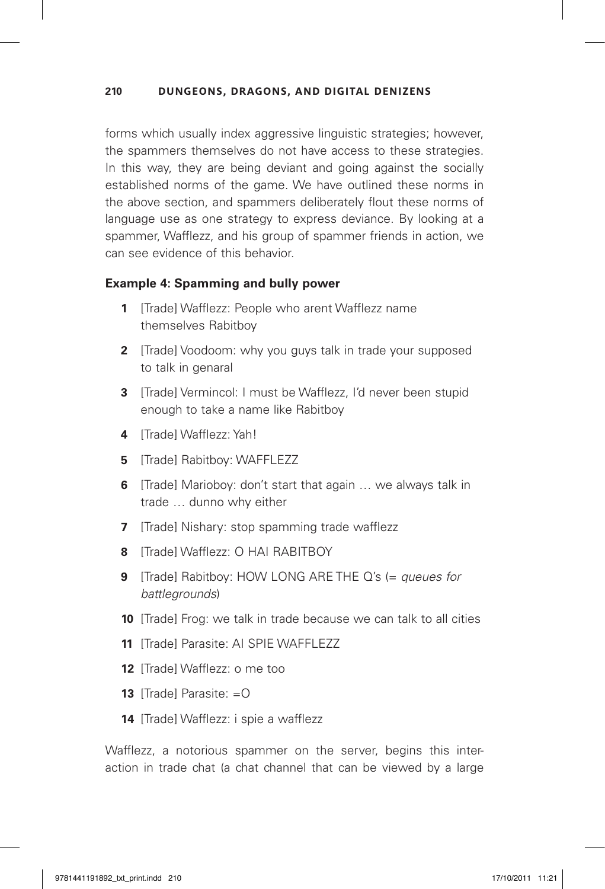forms which usually index aggressive linguistic strategies; however, the spammers themselves do not have access to these strategies. In this way, they are being deviant and going against the socially established norms of the game. We have outlined these norms in the above section, and spammers deliberately flout these norms of language use as one strategy to express deviance. By looking at a spammer, Wafflezz, and his group of spammer friends in action, we can see evidence of this behavior.

**Example 4: Spamming and bully power**

1. [Trade] Wafflezz: People who arent Wafflezz name themselves Rabitboy
2. [Trade] Voodoom: why you guys talk in trade your supposed to talk in genaral
3. [Trade] Vermincol: I must be Wafflezz, I'd never been stupid enough to take a name like Rabitboy
4. [Trade] Wafflezz: Yah!
5. [Trade] Rabitboy: WAFFLEZZ
6. [Trade] Marioboy: don't start that again … we always talk in trade … dunno why either
7. [Trade] Nishary: stop spamming trade wafflezz
8. [Trade] Wafflezz: O HAI RABITBOY
9. [Trade] Rabitboy: HOW LONG ARE THE Q's (= *queues for battlegrounds*)
10. [Trade] Frog: we talk in trade because we can talk to all cities
11. [Trade] Parasite: AI SPIE WAFFLEZZ
12. [Trade] Wafflezz: o me too
13. [Trade] Parasite: =O
14. [Trade] Wafflezz: i spie a wafflezz

Wafflezz, a notorious spammer on the server, begins this interaction in trade chat (a chat channel that can be viewed by a large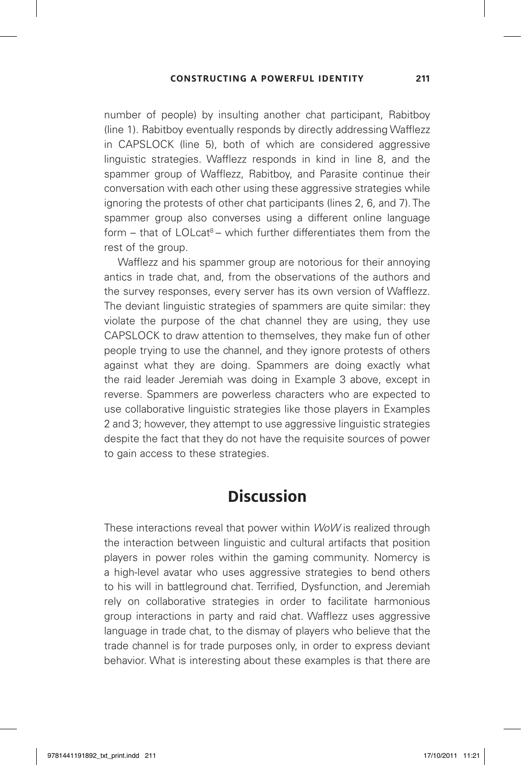number of people) by insulting another chat participant, Rabitboy (line 1). Rabitboy eventually responds by directly addressing Wafflezz in CAPSLOCK (line 5), both of which are considered aggressive linguistic strategies. Wafflezz responds in kind in line 8, and the spammer group of Wafflezz, Rabitboy, and Parasite continue their conversation with each other using these aggressive strategies while ignoring the protests of other chat participants (lines 2, 6, and 7). The spammer group also converses using a different online language form – that of LOLcat[8] – which further differentiates them from the rest of the group.

Wafflezz and his spammer group are notorious for their annoying antics in trade chat, and, from the observations of the authors and the survey responses, every server has its own version of Wafflezz. The deviant linguistic strategies of spammers are quite similar: they violate the purpose of the chat channel they are using, they use CAPSLOCK to draw attention to themselves, they make fun of other people trying to use the channel, and they ignore protests of others against what they are doing. Spammers are doing exactly what the raid leader Jeremiah was doing in Example 3 above, except in reverse. Spammers are powerless characters who are expected to use collaborative linguistic strategies like those players in Examples 2 and 3; however, they attempt to use aggressive linguistic strategies despite the fact that they do not have the requisite sources of power to gain access to these strategies.

## Discussion

These interactions reveal that power within *WoW* is realized through the interaction between linguistic and cultural artifacts that position players in power roles within the gaming community. Nomercy is a high-level avatar who uses aggressive strategies to bend others to his will in battleground chat. Terrified, Dysfunction, and Jeremiah rely on collaborative strategies in order to facilitate harmonious group interactions in party and raid chat. Wafflezz uses aggressive language in trade chat, to the dismay of players who believe that the trade channel is for trade purposes only, in order to express deviant behavior. What is interesting about these examples is that there are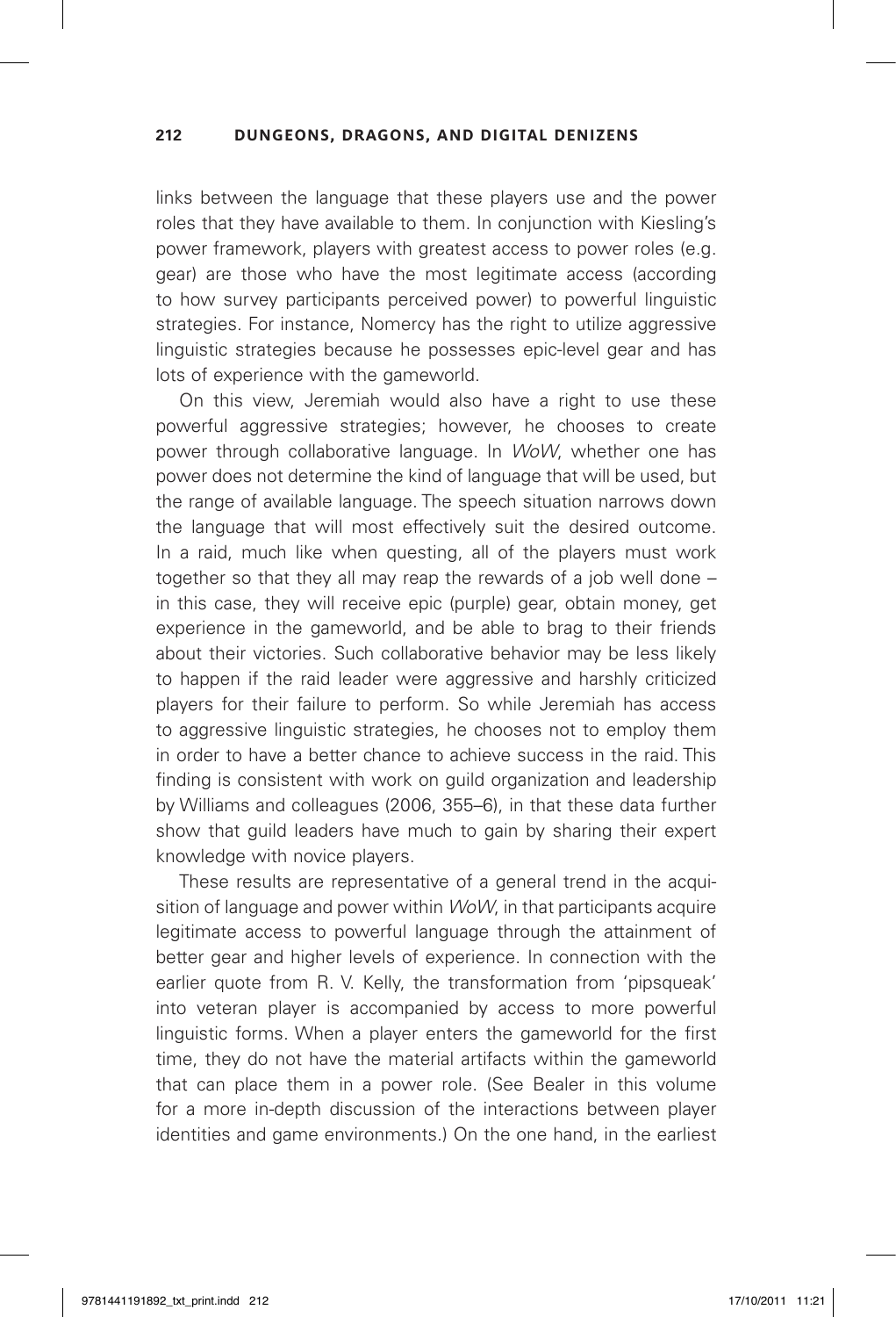links between the language that these players use and the power roles that they have available to them. In conjunction with Kiesling's power framework, players with greatest access to power roles (e.g. gear) are those who have the most legitimate access (according to how survey participants perceived power) to powerful linguistic strategies. For instance, Nomercy has the right to utilize aggressive linguistic strategies because he possesses epic-level gear and has lots of experience with the gameworld.

On this view, Jeremiah would also have a right to use these powerful aggressive strategies; however, he chooses to create power through collaborative language. In *WoW*, whether one has power does not determine the kind of language that will be used, but the range of available language. The speech situation narrows down the language that will most effectively suit the desired outcome. In a raid, much like when questing, all of the players must work together so that they all may reap the rewards of a job well done – in this case, they will receive epic (purple) gear, obtain money, get experience in the gameworld, and be able to brag to their friends about their victories. Such collaborative behavior may be less likely to happen if the raid leader were aggressive and harshly criticized players for their failure to perform. So while Jeremiah has access to aggressive linguistic strategies, he chooses not to employ them in order to have a better chance to achieve success in the raid. This finding is consistent with work on guild organization and leadership by Williams and colleagues (2006, 355–6), in that these data further show that guild leaders have much to gain by sharing their expert knowledge with novice players.

These results are representative of a general trend in the acquisition of language and power within *WoW*, in that participants acquire legitimate access to powerful language through the attainment of better gear and higher levels of experience. In connection with the earlier quote from R. V. Kelly, the transformation from 'pipsqueak' into veteran player is accompanied by access to more powerful linguistic forms. When a player enters the gameworld for the first time, they do not have the material artifacts within the gameworld that can place them in a power role. (See Bealer in this volume for a more in-depth discussion of the interactions between player identities and game environments.) On the one hand, in the earliest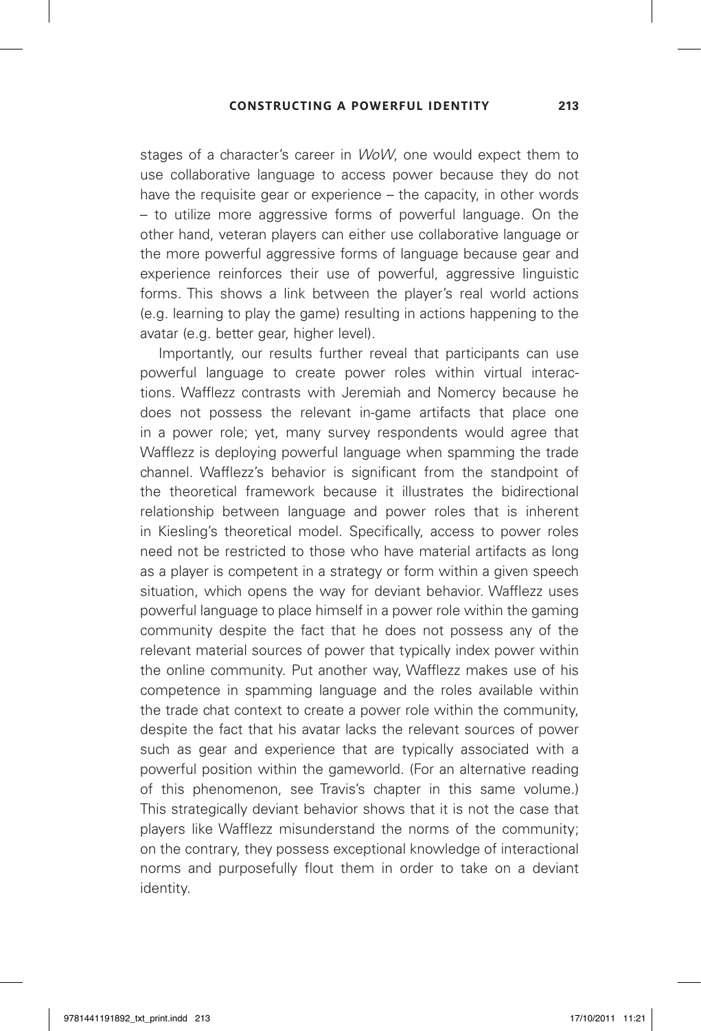stages of a character's career in *WoW*, one would expect them to use collaborative language to access power because they do not have the requisite gear or experience – the capacity, in other words – to utilize more aggressive forms of powerful language. On the other hand, veteran players can either use collaborative language or the more powerful aggressive forms of language because gear and experience reinforces their use of powerful, aggressive linguistic forms. This shows a link between the player's real world actions (e.g. learning to play the game) resulting in actions happening to the avatar (e.g. better gear, higher level).

Importantly, our results further reveal that participants can use powerful language to create power roles within virtual interactions. Wafflezz contrasts with Jeremiah and Nomercy because he does not possess the relevant in-game artifacts that place one in a power role; yet, many survey respondents would agree that Wafflezz is deploying powerful language when spamming the trade channel. Wafflezz's behavior is significant from the standpoint of the theoretical framework because it illustrates the bidirectional relationship between language and power roles that is inherent in Kiesling's theoretical model. Specifically, access to power roles need not be restricted to those who have material artifacts as long as a player is competent in a strategy or form within a given speech situation, which opens the way for deviant behavior. Wafflezz uses powerful language to place himself in a power role within the gaming community despite the fact that he does not possess any of the relevant material sources of power that typically index power within the online community. Put another way, Wafflezz makes use of his competence in spamming language and the roles available within the trade chat context to create a power role within the community, despite the fact that his avatar lacks the relevant sources of power such as gear and experience that are typically associated with a powerful position within the gameworld. (For an alternative reading of this phenomenon, see Travis's chapter in this same volume.) This strategically deviant behavior shows that it is not the case that players like Wafflezz misunderstand the norms of the community; on the contrary, they possess exceptional knowledge of interactional norms and purposefully flout them in order to take on a deviant identity.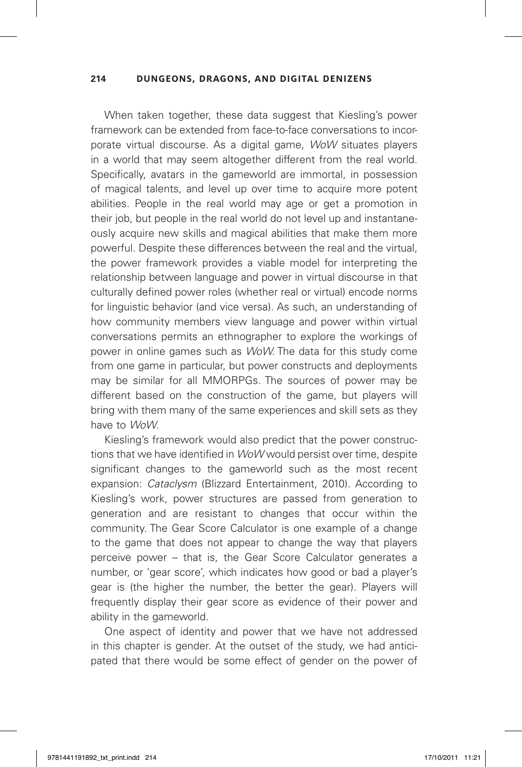When taken together, these data suggest that Kiesling's power framework can be extended from face-to-face conversations to incorporate virtual discourse. As a digital game, *WoW* situates players in a world that may seem altogether different from the real world. Specifically, avatars in the gameworld are immortal, in possession of magical talents, and level up over time to acquire more potent abilities. People in the real world may age or get a promotion in their job, but people in the real world do not level up and instantaneously acquire new skills and magical abilities that make them more powerful. Despite these differences between the real and the virtual, the power framework provides a viable model for interpreting the relationship between language and power in virtual discourse in that culturally defined power roles (whether real or virtual) encode norms for linguistic behavior (and vice versa). As such, an understanding of how community members view language and power within virtual conversations permits an ethnographer to explore the workings of power in online games such as *WoW*. The data for this study come from one game in particular, but power constructs and deployments may be similar for all MMORPGs. The sources of power may be different based on the construction of the game, but players will bring with them many of the same experiences and skill sets as they have to *WoW*.

Kiesling's framework would also predict that the power constructions that we have identified in *WoW* would persist over time, despite significant changes to the gameworld such as the most recent expansion: *Cataclysm* (Blizzard Entertainment, 2010). According to Kiesling's work, power structures are passed from generation to generation and are resistant to changes that occur within the community. The Gear Score Calculator is one example of a change to the game that does not appear to change the way that players perceive power – that is, the Gear Score Calculator generates a number, or 'gear score', which indicates how good or bad a player's gear is (the higher the number, the better the gear). Players will frequently display their gear score as evidence of their power and ability in the gameworld.

One aspect of identity and power that we have not addressed in this chapter is gender. At the outset of the study, we had anticipated that there would be some effect of gender on the power of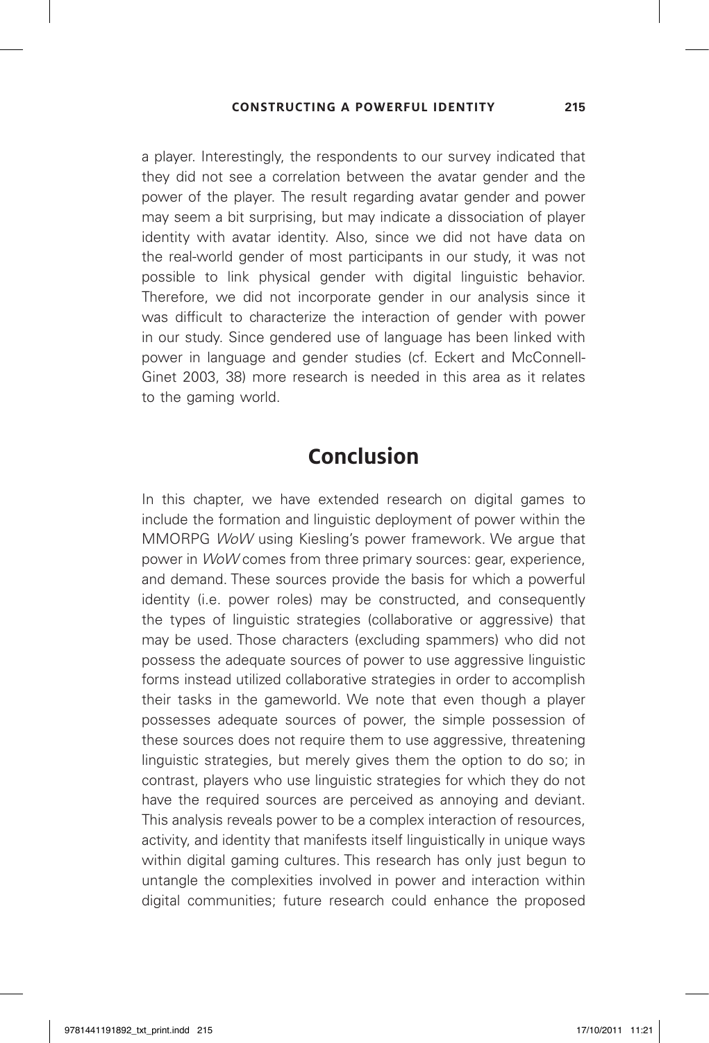a player. Interestingly, the respondents to our survey indicated that they did not see a correlation between the avatar gender and the power of the player. The result regarding avatar gender and power may seem a bit surprising, but may indicate a dissociation of player identity with avatar identity. Also, since we did not have data on the real-world gender of most participants in our study, it was not possible to link physical gender with digital linguistic behavior. Therefore, we did not incorporate gender in our analysis since it was difficult to characterize the interaction of gender with power in our study. Since gendered use of language has been linked with power in language and gender studies (cf. Eckert and McConnell-Ginet 2003, 38) more research is needed in this area as it relates to the gaming world.

## Conclusion

In this chapter, we have extended research on digital games to include the formation and linguistic deployment of power within the MMORPG *WoW* using Kiesling's power framework. We argue that power in *WoW* comes from three primary sources: gear, experience, and demand. These sources provide the basis for which a powerful identity (i.e. power roles) may be constructed, and consequently the types of linguistic strategies (collaborative or aggressive) that may be used. Those characters (excluding spammers) who did not possess the adequate sources of power to use aggressive linguistic forms instead utilized collaborative strategies in order to accomplish their tasks in the gameworld. We note that even though a player possesses adequate sources of power, the simple possession of these sources does not require them to use aggressive, threatening linguistic strategies, but merely gives them the option to do so; in contrast, players who use linguistic strategies for which they do not have the required sources are perceived as annoying and deviant. This analysis reveals power to be a complex interaction of resources, activity, and identity that manifests itself linguistically in unique ways within digital gaming cultures. This research has only just begun to untangle the complexities involved in power and interaction within digital communities; future research could enhance the proposed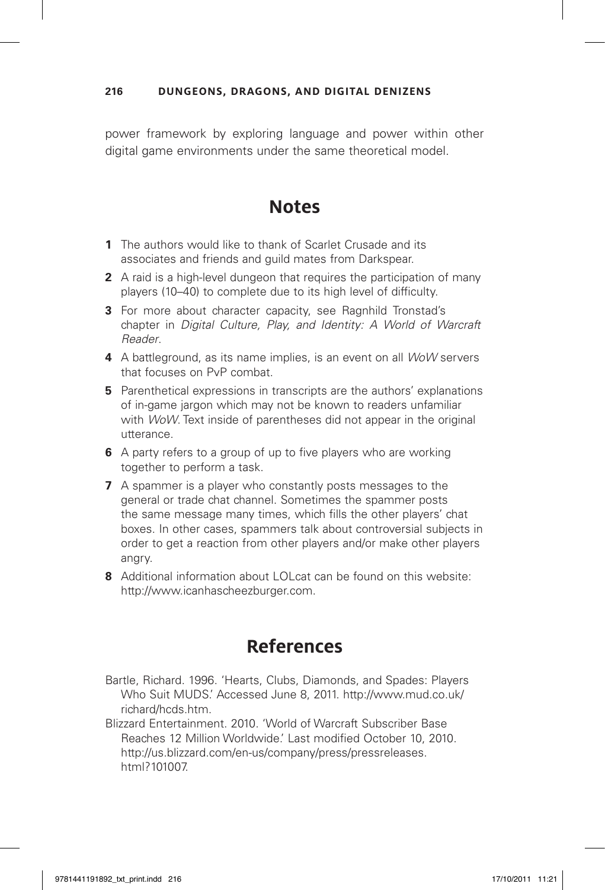power framework by exploring language and power within other digital game environments under the same theoretical model.

## Notes

1. The authors would like to thank of Scarlet Crusade and its associates and friends and guild mates from Darkspear.
2. A raid is a high-level dungeon that requires the participation of many players (10–40) to complete due to its high level of difficulty.
3. For more about character capacity, see Ragnhild Tronstad's chapter in *Digital Culture, Play, and Identity: A World of Warcraft Reader*.
4. A battleground, as its name implies, is an event on all *WoW* servers that focuses on PvP combat.
5. Parenthetical expressions in transcripts are the authors' explanations of in-game jargon which may not be known to readers unfamiliar with *WoW*. Text inside of parentheses did not appear in the original utterance.
6. A party refers to a group of up to five players who are working together to perform a task.
7. A spammer is a player who constantly posts messages to the general or trade chat channel. Sometimes the spammer posts the same message many times, which fills the other players' chat boxes. In other cases, spammers talk about controversial subjects in order to get a reaction from other players and/or make other players angry.
8. Additional information about LOLcat can be found on this website: http://www.icanhascheezburger.com.

## References

Bartle, Richard. 1996. 'Hearts, Clubs, Diamonds, and Spades: Players Who Suit MUDS.' Accessed June 8, 2011. http://www.mud.co.uk/richard/hcds.htm.

Blizzard Entertainment. 2010. 'World of Warcraft Subscriber Base Reaches 12 Million Worldwide.' Last modified October 10, 2010. http://us.blizzard.com/en-us/company/press/pressreleases.html?101007.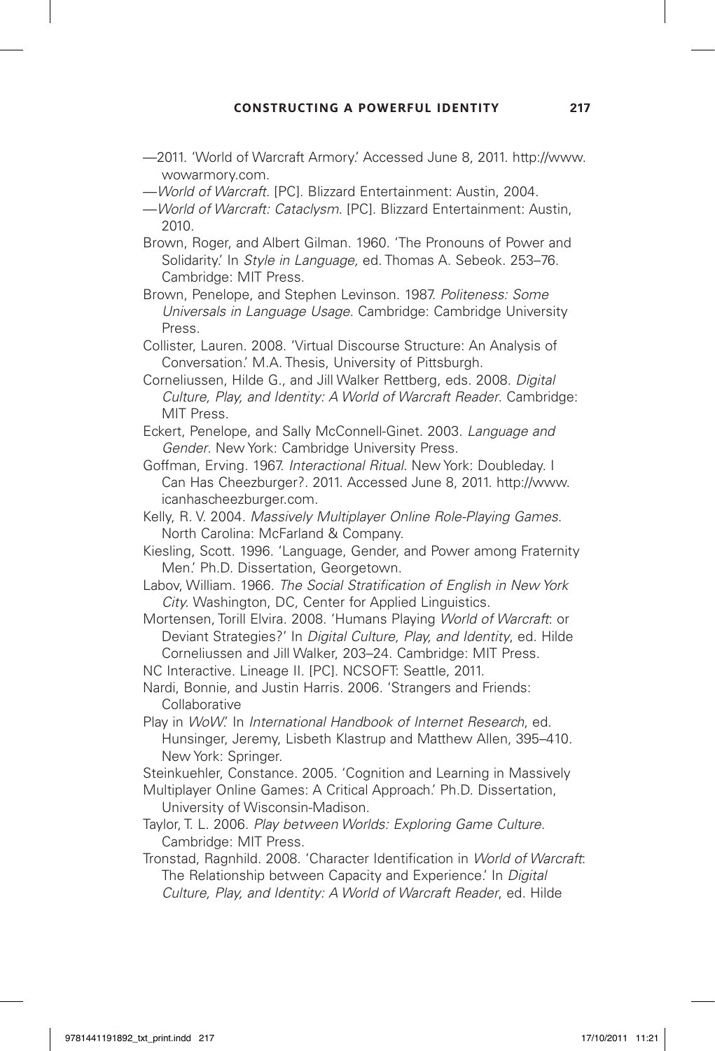—2011. 'World of Warcraft Armory.' Accessed June 8, 2011. http://www.wowarmory.com.

—*World of Warcraft.* [PC]. Blizzard Entertainment: Austin, 2004.

—*World of Warcraft: Cataclysm.* [PC]. Blizzard Entertainment: Austin, 2010.

Brown, Roger, and Albert Gilman. 1960. 'The Pronouns of Power and Solidarity.' In *Style in Language,* ed. Thomas A. Sebeok. 253–76. Cambridge: MIT Press.

Brown, Penelope, and Stephen Levinson. 1987. *Politeness: Some Universals in Language Usage*. Cambridge: Cambridge University Press.

Collister, Lauren. 2008. 'Virtual Discourse Structure: An Analysis of Conversation.' M.A. Thesis, University of Pittsburgh.

Corneliussen, Hilde G., and Jill Walker Rettberg, eds. 2008. *Digital Culture, Play, and Identity: A World of Warcraft Reader*. Cambridge: MIT Press.

Eckert, Penelope, and Sally McConnell-Ginet. 2003. *Language and Gender*. New York: Cambridge University Press.

Goffman, Erving. 1967. *Interactional Ritual*. New York: Doubleday. I Can Has Cheezburger?. 2011. Accessed June 8, 2011. http://www.icanhascheezburger.com.

Kelly, R. V. 2004. *Massively Multiplayer Online Role-Playing Games*. North Carolina: McFarland & Company.

Kiesling, Scott. 1996. 'Language, Gender, and Power among Fraternity Men.' Ph.D. Dissertation, Georgetown.

Labov, William. 1966. *The Social Stratification of English in New York City*. Washington, DC, Center for Applied Linguistics.

Mortensen, Torill Elvira. 2008. 'Humans Playing *World of Warcraft*: or Deviant Strategies?' In *Digital Culture, Play, and Identity*, ed. Hilde Corneliussen and Jill Walker, 203–24. Cambridge: MIT Press.

NC Interactive. Lineage II. [PC]. NCSOFT: Seattle, 2011.

Nardi, Bonnie, and Justin Harris. 2006. 'Strangers and Friends: Collaborative

Play in *WoW*.' In *International Handbook of Internet Research*, ed. Hunsinger, Jeremy, Lisbeth Klastrup and Matthew Allen, 395–410. New York: Springer.

Steinkuehler, Constance. 2005. 'Cognition and Learning in Massively

Multiplayer Online Games: A Critical Approach.' Ph.D. Dissertation, University of Wisconsin-Madison.

Taylor, T. L. 2006. *Play between Worlds: Exploring Game Culture*. Cambridge: MIT Press.

Tronstad, Ragnhild. 2008. 'Character Identification in *World of Warcraft*: The Relationship between Capacity and Experience.' In *Digital Culture, Play, and Identity: A World of Warcraft Reader*, ed. Hilde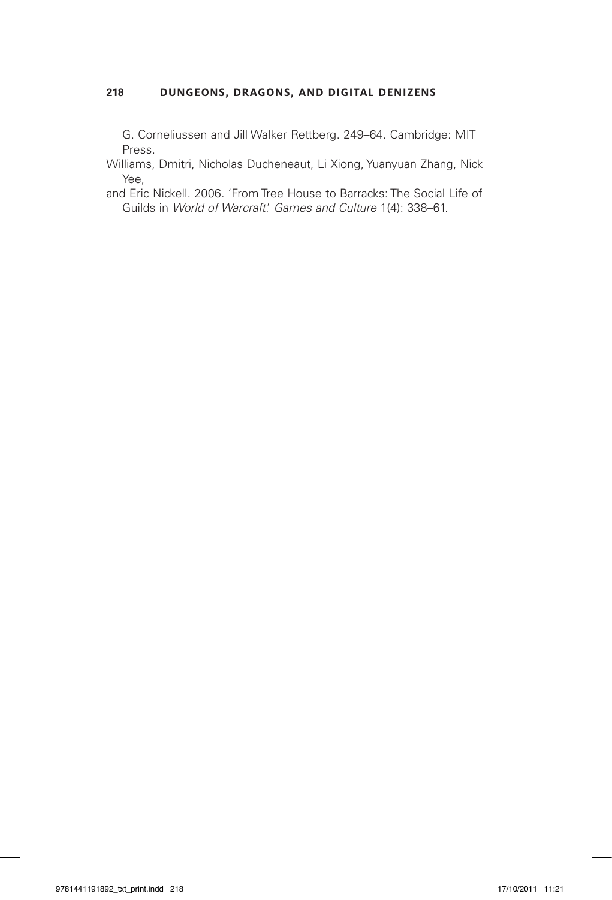G. Corneliussen and Jill Walker Rettberg. 249–64. Cambridge: MIT Press.

Williams, Dmitri, Nicholas Ducheneaut, Li Xiong, Yuanyuan Zhang, Nick Yee,

and Eric Nickell. 2006. 'From Tree House to Barracks: The Social Life of Guilds in *World of Warcraft*.' *Games and Culture* 1(4): 338–61.